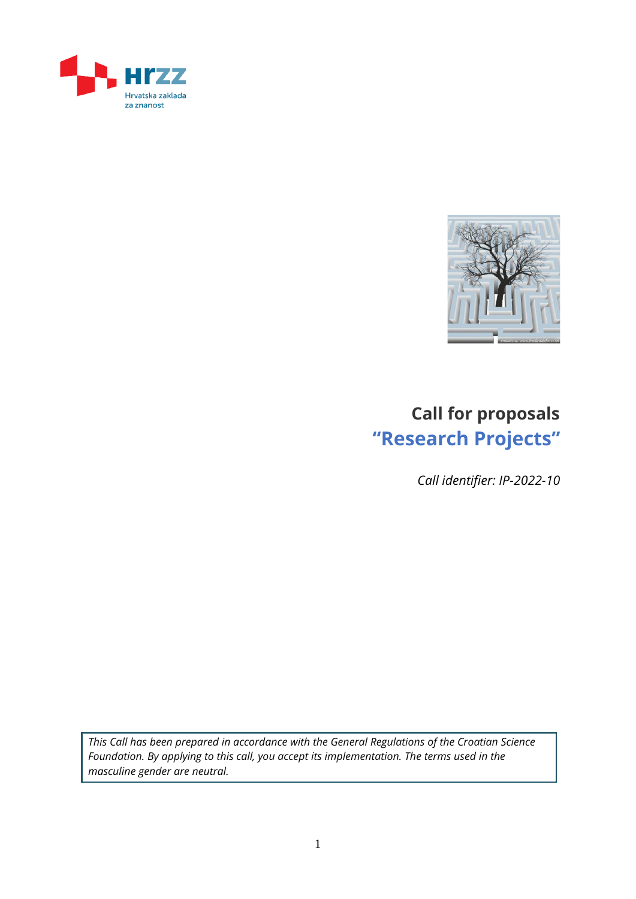# Call for proposals

## "Research Projects"

*Call identifier: IP-2022-10*

*This Call has been prepared in accordance with the General Regulations of the Croatian Science Foundation. By applying to this call, you accept its implementation. The terms used in the masculine gender are neutral.*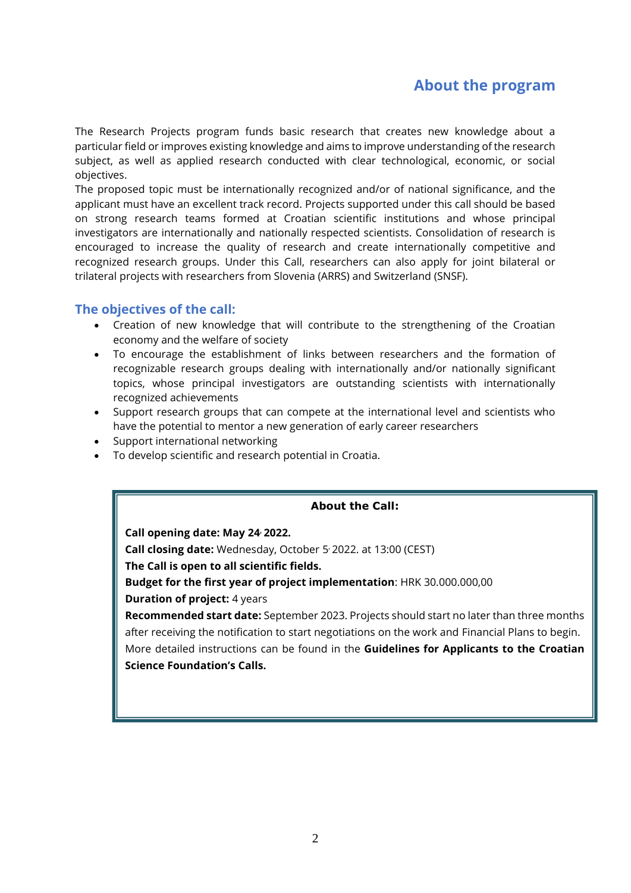## About the program

The Research Projects program funds basic research that creates new knowledge about a particular field or improves existing knowledge and aims to improve understanding of the research subject, as well as applied research conducted with clear technological, economic, or social objectives.

The proposed topic must be internationally recognized and/or of national significance, and the applicant must have an excellent track record. Projects supported under this call should be based on strong research teams formed at Croatian scientific institutions and whose principal investigators are internationally and nationally respected scientists. Consolidation of research is encouraged to increase the quality of research and create internationally competitive and recognized research groups. Under this Call, researchers can also apply for joint bilateral or trilateral projects with researchers from Slovenia (ARRS) and Switzerland (SNSF).

### The objectives of the call:

- Creation of new knowledge that will contribute to the strengthening of the Croatian economy and the welfare of society
- To encourage the establishment of links between researchers and the formation of recognizable research groups dealing with internationally and/or nationally significant topics, whose principal investigators are outstanding scientists with internationally recognized achievements
- Support research groups that can compete at the international level and scientists who have the potential to mentor a new generation of early career researchers
- Support international networking
- To develop scientific and research potential in Croatia.

**About the Call:**

**Call opening date: May 24, 2022.**
**Call closing date:** Wednesday, October 5, 2022. at 13:00 (CEST)
**The Call is open to all scientific fields.**
**Budget for the first year of project implementation**: HRK 30.000.000,00
**Duration of project:** 4 years
**Recommended start date:** September 2023. Projects should start no later than three months after receiving the notification to start negotiations on the work and Financial Plans to begin. More detailed instructions can be found in the **Guidelines for Applicants to the Croatian Science Foundation's Calls.**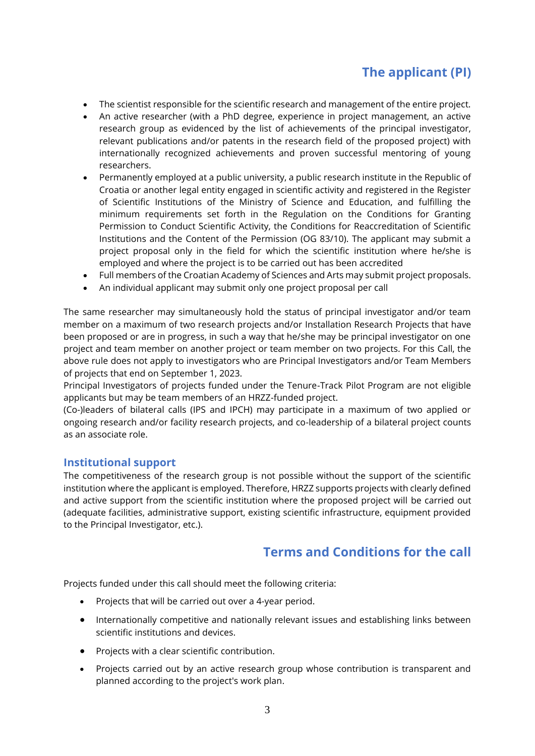## The applicant (PI)

- The scientist responsible for the scientific research and management of the entire project.
- An active researcher (with a PhD degree, experience in project management, an active research group as evidenced by the list of achievements of the principal investigator, relevant publications and/or patents in the research field of the proposed project) with internationally recognized achievements and proven successful mentoring of young researchers.
- Permanently employed at a public university, a public research institute in the Republic of Croatia or another legal entity engaged in scientific activity and registered in the Register of Scientific Institutions of the Ministry of Science and Education, and fulfilling the minimum requirements set forth in the Regulation on the Conditions for Granting Permission to Conduct Scientific Activity, the Conditions for Reaccreditation of Scientific Institutions and the Content of the Permission (OG 83/10). The applicant may submit a project proposal only in the field for which the scientific institution where he/she is employed and where the project is to be carried out has been accredited
- Full members of the Croatian Academy of Sciences and Arts may submit project proposals.
- An individual applicant may submit only one project proposal per call

The same researcher may simultaneously hold the status of principal investigator and/or team member on a maximum of two research projects and/or Installation Research Projects that have been proposed or are in progress, in such a way that he/she may be principal investigator on one project and team member on another project or team member on two projects. For this Call, the above rule does not apply to investigators who are Principal Investigators and/or Team Members of projects that end on September 1, 2023.
Principal Investigators of projects funded under the Tenure-Track Pilot Program are not eligible applicants but may be team members of an HRZZ-funded project.
(Co-)leaders of bilateral calls (IPS and IPCH) may participate in a maximum of two applied or ongoing research and/or facility research projects, and co-leadership of a bilateral project counts as an associate role.

### Institutional support

The competitiveness of the research group is not possible without the support of the scientific institution where the applicant is employed. Therefore, HRZZ supports projects with clearly defined and active support from the scientific institution where the proposed project will be carried out (adequate facilities, administrative support, existing scientific infrastructure, equipment provided to the Principal Investigator, etc.).

## Terms and Conditions for the call

Projects funded under this call should meet the following criteria:

- Projects that will be carried out over a 4-year period.
- Internationally competitive and nationally relevant issues and establishing links between scientific institutions and devices.
- Projects with a clear scientific contribution.
- Projects carried out by an active research group whose contribution is transparent and planned according to the project's work plan.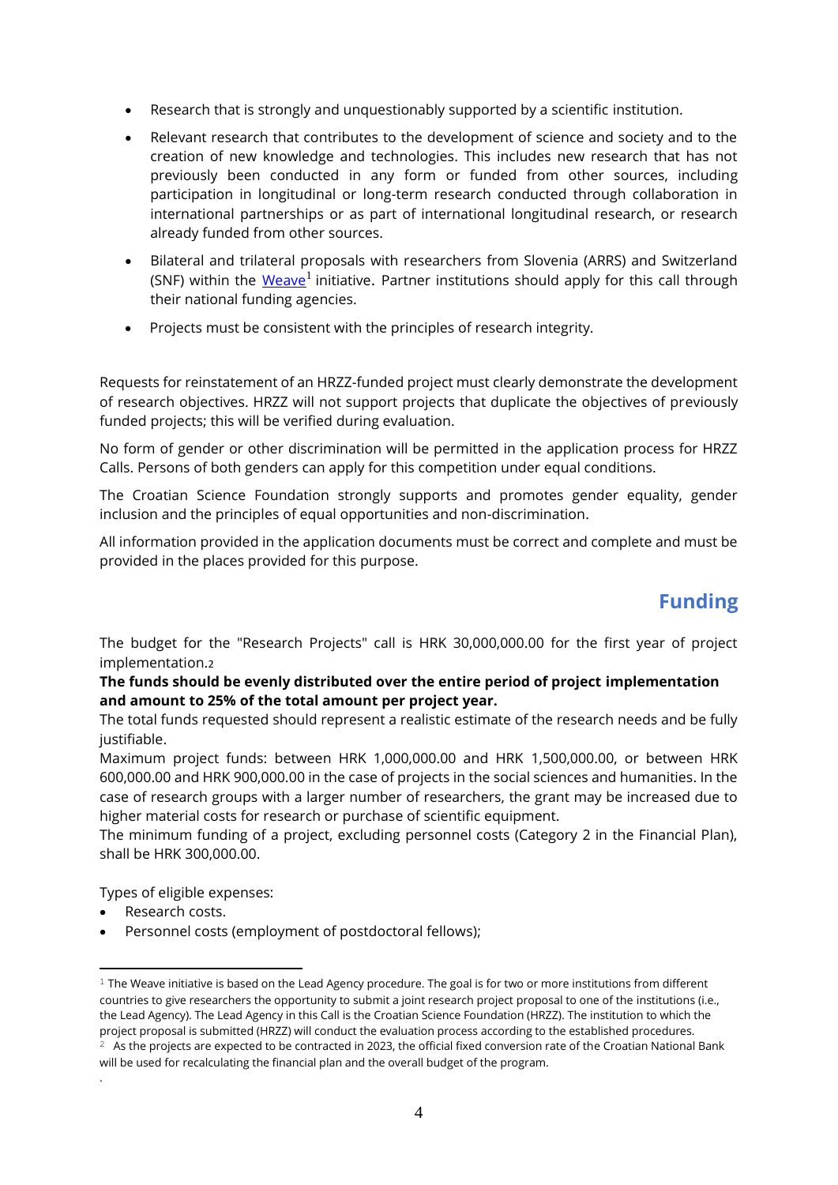- Research that is strongly and unquestionably supported by a scientific institution.
- Relevant research that contributes to the development of science and society and to the creation of new knowledge and technologies. This includes new research that has not previously been conducted in any form or funded from other sources, including participation in longitudinal or long-term research conducted through collaboration in international partnerships or as part of international longitudinal research, or research already funded from other sources.
- Bilateral and trilateral proposals with researchers from Slovenia (ARRS) and Switzerland (SNF) within the Weave[1] initiative. Partner institutions should apply for this call through their national funding agencies.
- Projects must be consistent with the principles of research integrity.

Requests for reinstatement of an HRZZ-funded project must clearly demonstrate the development of research objectives. HRZZ will not support projects that duplicate the objectives of previously funded projects; this will be verified during evaluation.

No form of gender or other discrimination will be permitted in the application process for HRZZ Calls. Persons of both genders can apply for this competition under equal conditions.

The Croatian Science Foundation strongly supports and promotes gender equality, gender inclusion and the principles of equal opportunities and non-discrimination.

All information provided in the application documents must be correct and complete and must be provided in the places provided for this purpose.

## Funding

The budget for the "Research Projects" call is HRK 30,000,000.00 for the first year of project implementation.[2]

**The funds should be evenly distributed over the entire period of project implementation and amount to 25% of the total amount per project year.**

The total funds requested should represent a realistic estimate of the research needs and be fully justifiable.

Maximum project funds: between HRK 1,000,000.00 and HRK 1,500,000.00, or between HRK 600,000.00 and HRK 900,000.00 in the case of projects in the social sciences and humanities. In the case of research groups with a larger number of researchers, the grant may be increased due to higher material costs for research or purchase of scientific equipment.

The minimum funding of a project, excluding personnel costs (Category 2 in the Financial Plan), shall be HRK 300,000.00.

Types of eligible expenses:

- Research costs.
- Personnel costs (employment of postdoctoral fellows);

---

[1] The Weave initiative is based on the Lead Agency procedure. The goal is for two or more institutions from different countries to give researchers the opportunity to submit a joint research project proposal to one of the institutions (i.e., the Lead Agency). The Lead Agency in this Call is the Croatian Science Foundation (HRZZ). The institution to which the project proposal is submitted (HRZZ) will conduct the evaluation process according to the established procedures.

[2] As the projects are expected to be contracted in 2023, the official fixed conversion rate of the Croatian National Bank will be used for recalculating the financial plan and the overall budget of the program.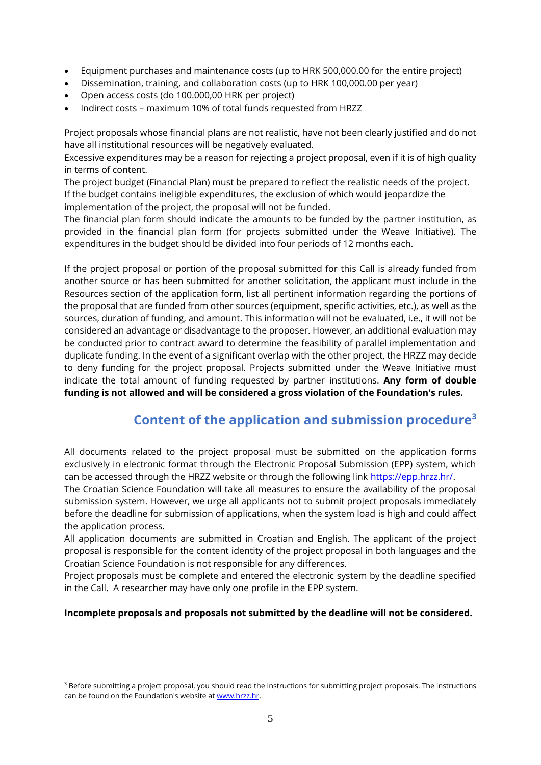- Equipment purchases and maintenance costs (up to HRK 500,000.00 for the entire project)
- Dissemination, training, and collaboration costs (up to HRK 100,000.00 per year)
- Open access costs (do 100.000,00 HRK per project)
- Indirect costs – maximum 10% of total funds requested from HRZZ

Project proposals whose financial plans are not realistic, have not been clearly justified and do not have all institutional resources will be negatively evaluated.
Excessive expenditures may be a reason for rejecting a project proposal, even if it is of high quality in terms of content.
The project budget (Financial Plan) must be prepared to reflect the realistic needs of the project.
If the budget contains ineligible expenditures, the exclusion of which would jeopardize the implementation of the project, the proposal will not be funded.
The financial plan form should indicate the amounts to be funded by the partner institution, as provided in the financial plan form (for projects submitted under the Weave Initiative). The expenditures in the budget should be divided into four periods of 12 months each.

If the project proposal or portion of the proposal submitted for this Call is already funded from another source or has been submitted for another solicitation, the applicant must include in the Resources section of the application form, list all pertinent information regarding the portions of the proposal that are funded from other sources (equipment, specific activities, etc.), as well as the sources, duration of funding, and amount. This information will not be evaluated, i.e., it will not be considered an advantage or disadvantage to the proposer. However, an additional evaluation may be conducted prior to contract award to determine the feasibility of parallel implementation and duplicate funding. In the event of a significant overlap with the other project, the HRZZ may decide to deny funding for the project proposal. Projects submitted under the Weave Initiative must indicate the total amount of funding requested by partner institutions. **Any form of double funding is not allowed and will be considered a gross violation of the Foundation's rules.**

## Content of the application and submission procedure[3]

All documents related to the project proposal must be submitted on the application forms exclusively in electronic format through the Electronic Proposal Submission (EPP) system, which can be accessed through the HRZZ website or through the following link https://epp.hrzz.hr/.
The Croatian Science Foundation will take all measures to ensure the availability of the proposal submission system. However, we urge all applicants not to submit project proposals immediately before the deadline for submission of applications, when the system load is high and could affect the application process.
All application documents are submitted in Croatian and English. The applicant of the project proposal is responsible for the content identity of the project proposal in both languages and the Croatian Science Foundation is not responsible for any differences.
Project proposals must be complete and entered the electronic system by the deadline specified in the Call. A researcher may have only one profile in the EPP system.

**Incomplete proposals and proposals not submitted by the deadline will not be considered.**

[3] Before submitting a project proposal, you should read the instructions for submitting project proposals. The instructions can be found on the Foundation's website at www.hrzz.hr.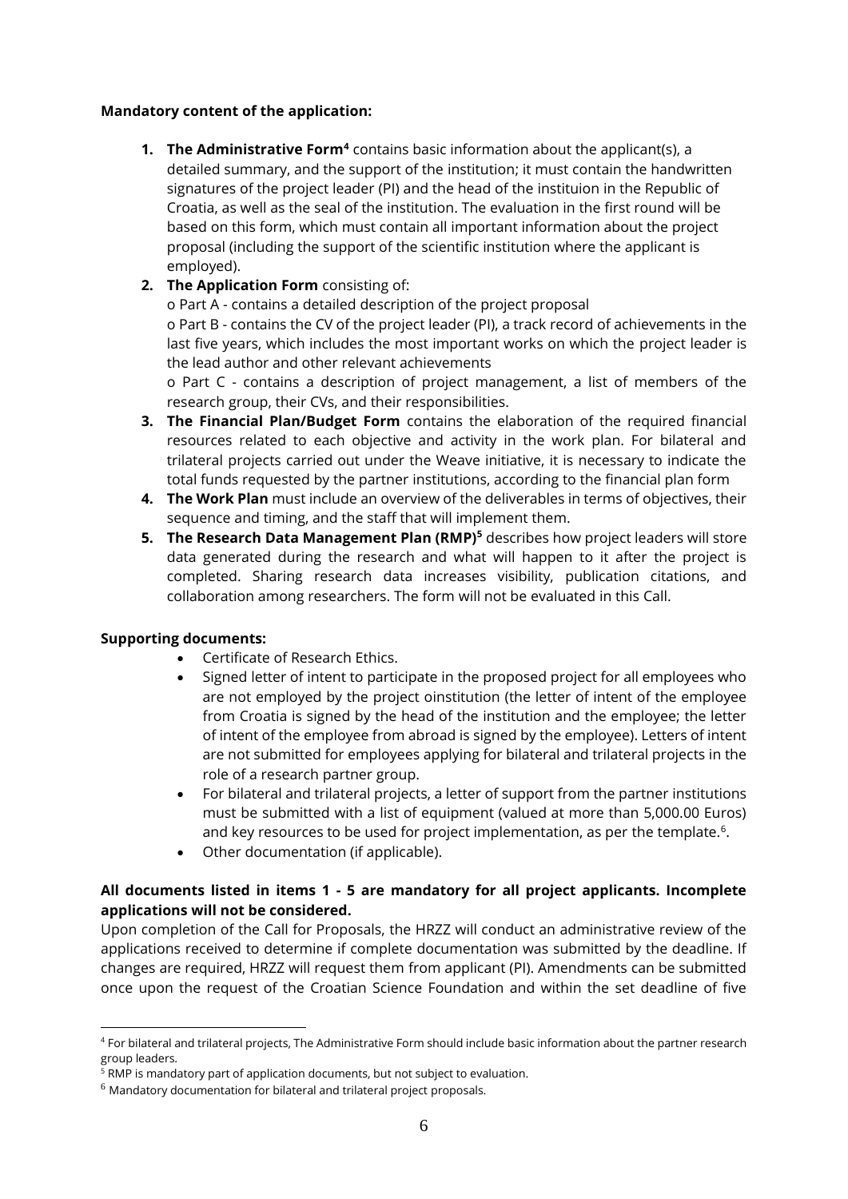**Mandatory content of the application:**

1. **The Administrative Form**[4] contains basic information about the applicant(s), a detailed summary, and the support of the institution; it must contain the handwritten signatures of the project leader (PI) and the head of the instituion in the Republic of Croatia, as well as the seal of the institution. The evaluation in the first round will be based on this form, which must contain all important information about the project proposal (including the support of the scientific institution where the applicant is employed).
2. **The Application Form** consisting of:
   - o Part A - contains a detailed description of the project proposal
   - o Part B - contains the CV of the project leader (PI), a track record of achievements in the last five years, which includes the most important works on which the project leader is the lead author and other relevant achievements
   - o Part C - contains a description of project management, a list of members of the research group, their CVs, and their responsibilities.
3. **The Financial Plan/Budget Form** contains the elaboration of the required financial resources related to each objective and activity in the work plan. For bilateral and trilateral projects carried out under the Weave initiative, it is necessary to indicate the total funds requested by the partner institutions, according to the financial plan form
4. **The Work Plan** must include an overview of the deliverables in terms of objectives, their sequence and timing, and the staff that will implement them.
5. **The Research Data Management Plan (RMP)**[5] describes how project leaders will store data generated during the research and what will happen to it after the project is completed. Sharing research data increases visibility, publication citations, and collaboration among researchers. The form will not be evaluated in this Call.

**Supporting documents:**

- Certificate of Research Ethics.
- Signed letter of intent to participate in the proposed project for all employees who are not employed by the project oinstitution (the letter of intent of the employee from Croatia is signed by the head of the institution and the employee; the letter of intent of the employee from abroad is signed by the employee). Letters of intent are not submitted for employees applying for bilateral and trilateral projects in the role of a research partner group.
- For bilateral and trilateral projects, a letter of support from the partner institutions must be submitted with a list of equipment (valued at more than 5,000.00 Euros) and key resources to be used for project implementation, as per the template.[6].
- Other documentation (if applicable).

**All documents listed in items 1 - 5 are mandatory for all project applicants. Incomplete applications will not be considered.**

Upon completion of the Call for Proposals, the HRZZ will conduct an administrative review of the applications received to determine if complete documentation was submitted by the deadline. If changes are required, HRZZ will request them from applicant (PI). Amendments can be submitted once upon the request of the Croatian Science Foundation and within the set deadline of five

---

[4] For bilateral and trilateral projects, The Administrative Form should include basic information about the partner research group leaders.

[5] RMP is mandatory part of application documents, but not subject to evaluation.

[6] Mandatory documentation for bilateral and trilateral project proposals.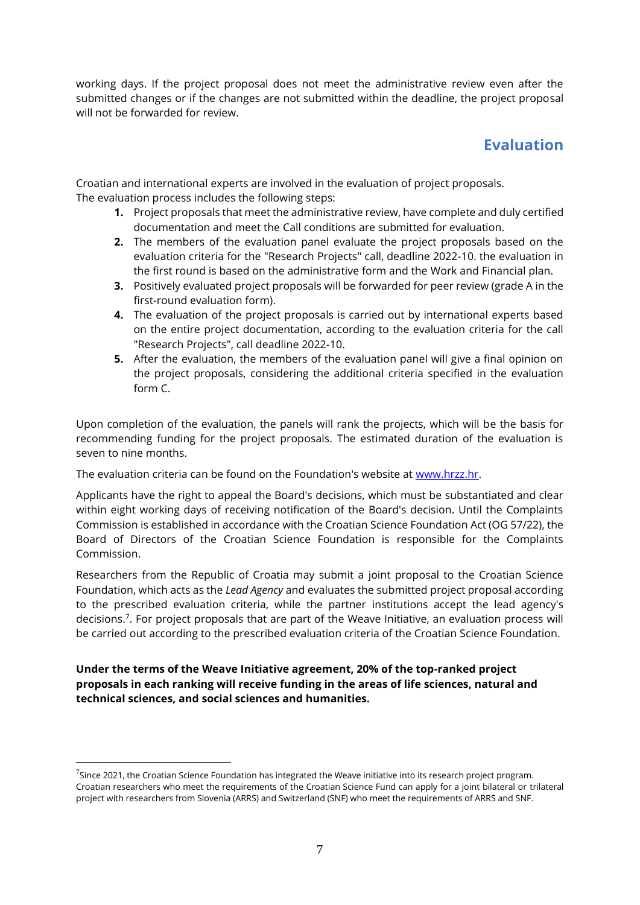working days. If the project proposal does not meet the administrative review even after the submitted changes or if the changes are not submitted within the deadline, the project proposal will not be forwarded for review.

## Evaluation

Croatian and international experts are involved in the evaluation of project proposals.
The evaluation process includes the following steps:

1. Project proposals that meet the administrative review, have complete and duly certified documentation and meet the Call conditions are submitted for evaluation.
2. The members of the evaluation panel evaluate the project proposals based on the evaluation criteria for the "Research Projects" call, deadline 2022-10. the evaluation in the first round is based on the administrative form and the Work and Financial plan.
3. Positively evaluated project proposals will be forwarded for peer review (grade A in the first-round evaluation form).
4. The evaluation of the project proposals is carried out by international experts based on the entire project documentation, according to the evaluation criteria for the call "Research Projects", call deadline 2022-10.
5. After the evaluation, the members of the evaluation panel will give a final opinion on the project proposals, considering the additional criteria specified in the evaluation form C.

Upon completion of the evaluation, the panels will rank the projects, which will be the basis for recommending funding for the project proposals. The estimated duration of the evaluation is seven to nine months.

The evaluation criteria can be found on the Foundation's website at [www.hrzz.hr](www.hrzz.hr).

Applicants have the right to appeal the Board's decisions, which must be substantiated and clear within eight working days of receiving notification of the Board's decision. Until the Complaints Commission is established in accordance with the Croatian Science Foundation Act (OG 57/22), the Board of Directors of the Croatian Science Foundation is responsible for the Complaints Commission.

Researchers from the Republic of Croatia may submit a joint proposal to the Croatian Science Foundation, which acts as the *Lead Agency* and evaluates the submitted project proposal according to the prescribed evaluation criteria, while the partner institutions accept the lead agency's decisions.[7]. For project proposals that are part of the Weave Initiative, an evaluation process will be carried out according to the prescribed evaluation criteria of the Croatian Science Foundation.

**Under the terms of the Weave Initiative agreement, 20% of the top-ranked project proposals in each ranking will receive funding in the areas of life sciences, natural and technical sciences, and social sciences and humanities.**

---

[7] Since 2021, the Croatian Science Foundation has integrated the Weave initiative into its research project program. Croatian researchers who meet the requirements of the Croatian Science Fund can apply for a joint bilateral or trilateral project with researchers from Slovenia (ARRS) and Switzerland (SNF) who meet the requirements of ARRS and SNF.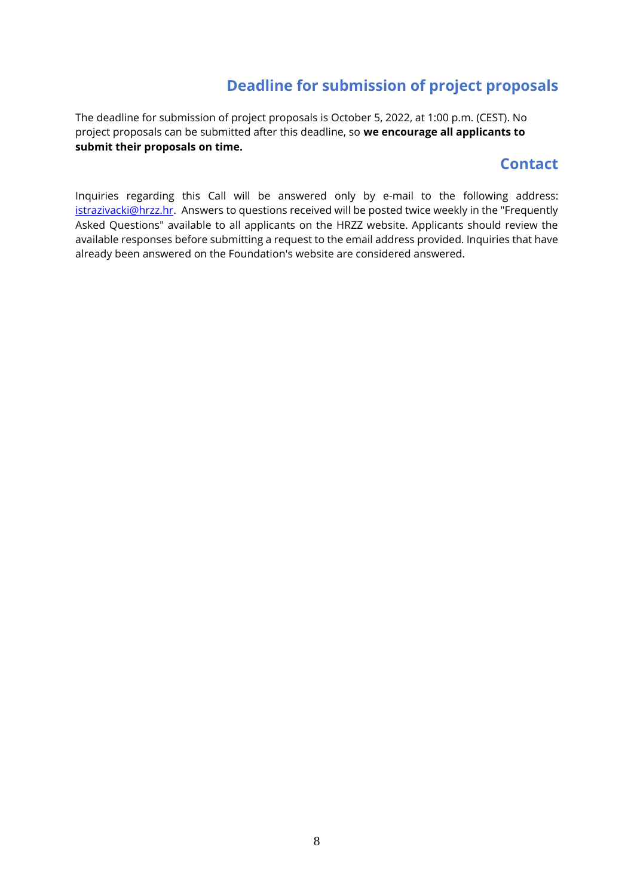## Deadline for submission of project proposals

The deadline for submission of project proposals is October 5, 2022, at 1:00 p.m. (CEST). No project proposals can be submitted after this deadline, so **we encourage all applicants to submit their proposals on time.**

## Contact

Inquiries regarding this Call will be answered only by e-mail to the following address: istrazivacki@hrzz.hr. Answers to questions received will be posted twice weekly in the "Frequently Asked Questions" available to all applicants on the HRZZ website. Applicants should review the available responses before submitting a request to the email address provided. Inquiries that have already been answered on the Foundation's website are considered answered.